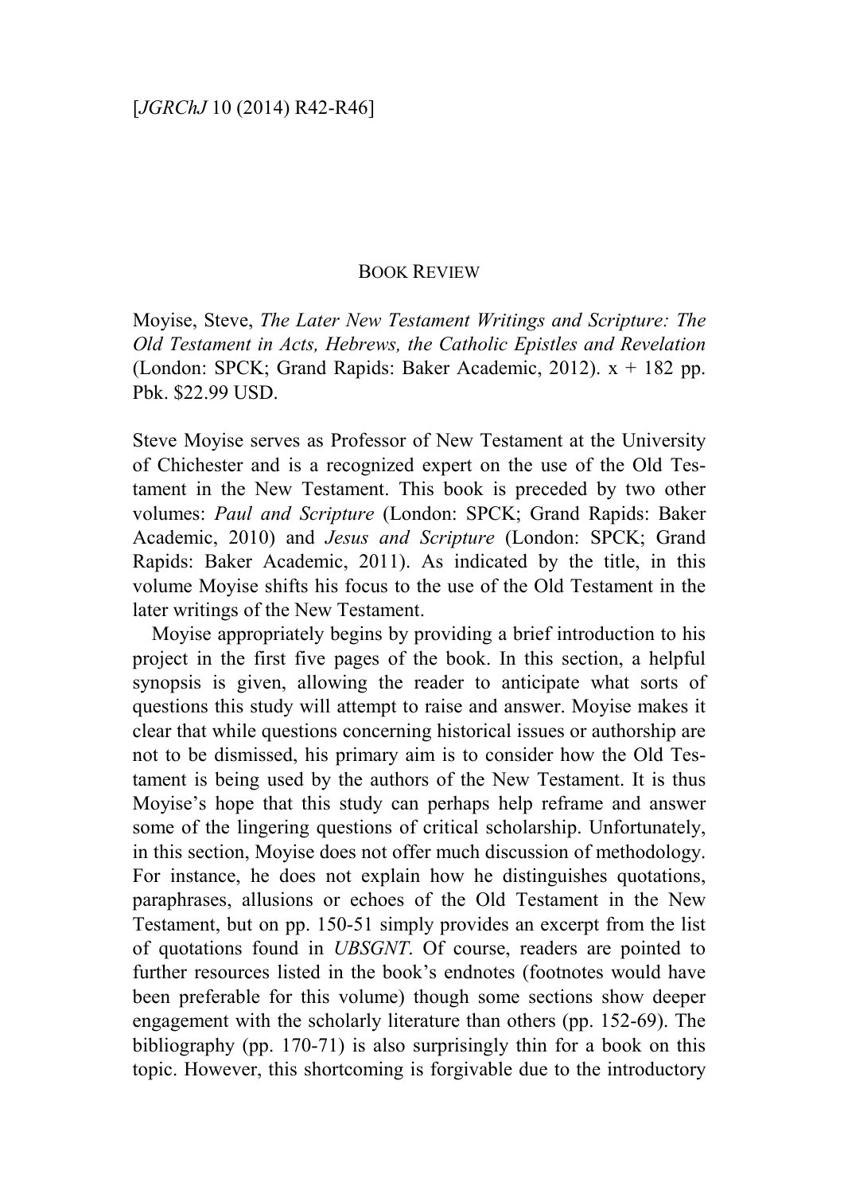## Book Review

Moyise, Steve, *The Later New Testament Writings and Scripture: The Old Testament in Acts, Hebrews, the Catholic Epistles and Revelation* (London: SPCK; Grand Rapids: Baker Academic, 2012). x + 182 pp. Pbk. $22.99 USD.

Steve Moyise serves as Professor of New Testament at the University of Chichester and is a recognized expert on the use of the Old Testament in the New Testament. This book is preceded by two other volumes: *Paul and Scripture* (London: SPCK; Grand Rapids: Baker Academic, 2010) and *Jesus and Scripture* (London: SPCK; Grand Rapids: Baker Academic, 2011). As indicated by the title, in this volume Moyise shifts his focus to the use of the Old Testament in the later writings of the New Testament.

Moyise appropriately begins by providing a brief introduction to his project in the first five pages of the book. In this section, a helpful synopsis is given, allowing the reader to anticipate what sorts of questions this study will attempt to raise and answer. Moyise makes it clear that while questions concerning historical issues or authorship are not to be dismissed, his primary aim is to consider how the Old Testament is being used by the authors of the New Testament. It is thus Moyise's hope that this study can perhaps help reframe and answer some of the lingering questions of critical scholarship. Unfortunately, in this section, Moyise does not offer much discussion of methodology. For instance, he does not explain how he distinguishes quotations, paraphrases, allusions or echoes of the Old Testament in the New Testament, but on pp. 150-51 simply provides an excerpt from the list of quotations found in *UBSGNT*. Of course, readers are pointed to further resources listed in the book's endnotes (footnotes would have been preferable for this volume) though some sections show deeper engagement with the scholarly literature than others (pp. 152-69). The bibliography (pp. 170-71) is also surprisingly thin for a book on this topic. However, this shortcoming is forgivable due to the introductory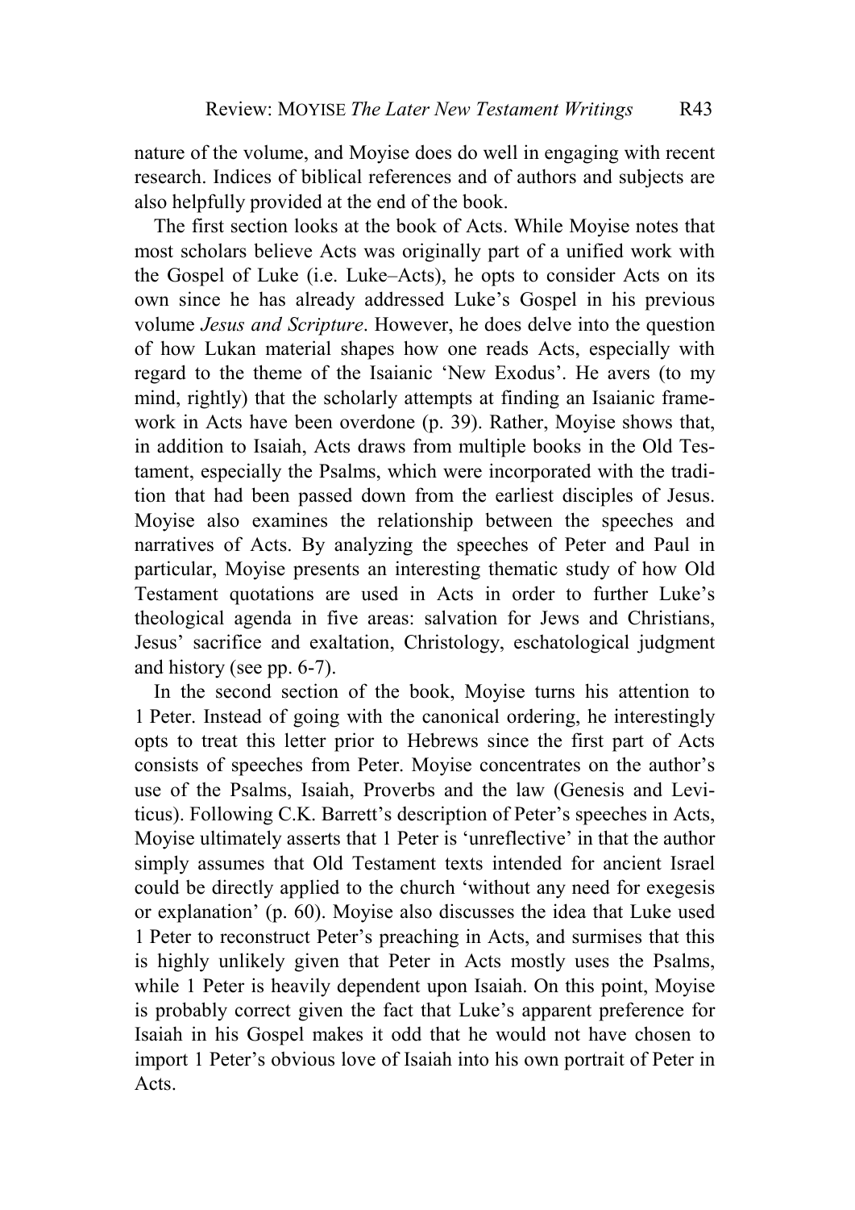nature of the volume, and Moyise does do well in engaging with recent research. Indices of biblical references and of authors and subjects are also helpfully provided at the end of the book.

The first section looks at the book of Acts. While Moyise notes that most scholars believe Acts was originally part of a unified work with the Gospel of Luke (i.e. Luke–Acts), he opts to consider Acts on its own since he has already addressed Luke's Gospel in his previous volume *Jesus and Scripture*. However, he does delve into the question of how Lukan material shapes how one reads Acts, especially with regard to the theme of the Isaianic 'New Exodus'. He avers (to my mind, rightly) that the scholarly attempts at finding an Isaianic framework in Acts have been overdone (p. 39). Rather, Moyise shows that, in addition to Isaiah, Acts draws from multiple books in the Old Testament, especially the Psalms, which were incorporated with the tradition that had been passed down from the earliest disciples of Jesus. Moyise also examines the relationship between the speeches and narratives of Acts. By analyzing the speeches of Peter and Paul in particular, Moyise presents an interesting thematic study of how Old Testament quotations are used in Acts in order to further Luke's theological agenda in five areas: salvation for Jews and Christians, Jesus' sacrifice and exaltation, Christology, eschatological judgment and history (see pp. 6-7).

In the second section of the book, Moyise turns his attention to 1 Peter. Instead of going with the canonical ordering, he interestingly opts to treat this letter prior to Hebrews since the first part of Acts consists of speeches from Peter. Moyise concentrates on the author's use of the Psalms, Isaiah, Proverbs and the law (Genesis and Leviticus). Following C.K. Barrett's description of Peter's speeches in Acts, Moyise ultimately asserts that 1 Peter is 'unreflective' in that the author simply assumes that Old Testament texts intended for ancient Israel could be directly applied to the church 'without any need for exegesis or explanation' (p. 60). Moyise also discusses the idea that Luke used 1 Peter to reconstruct Peter's preaching in Acts, and surmises that this is highly unlikely given that Peter in Acts mostly uses the Psalms, while 1 Peter is heavily dependent upon Isaiah. On this point, Moyise is probably correct given the fact that Luke's apparent preference for Isaiah in his Gospel makes it odd that he would not have chosen to import 1 Peter's obvious love of Isaiah into his own portrait of Peter in Acts.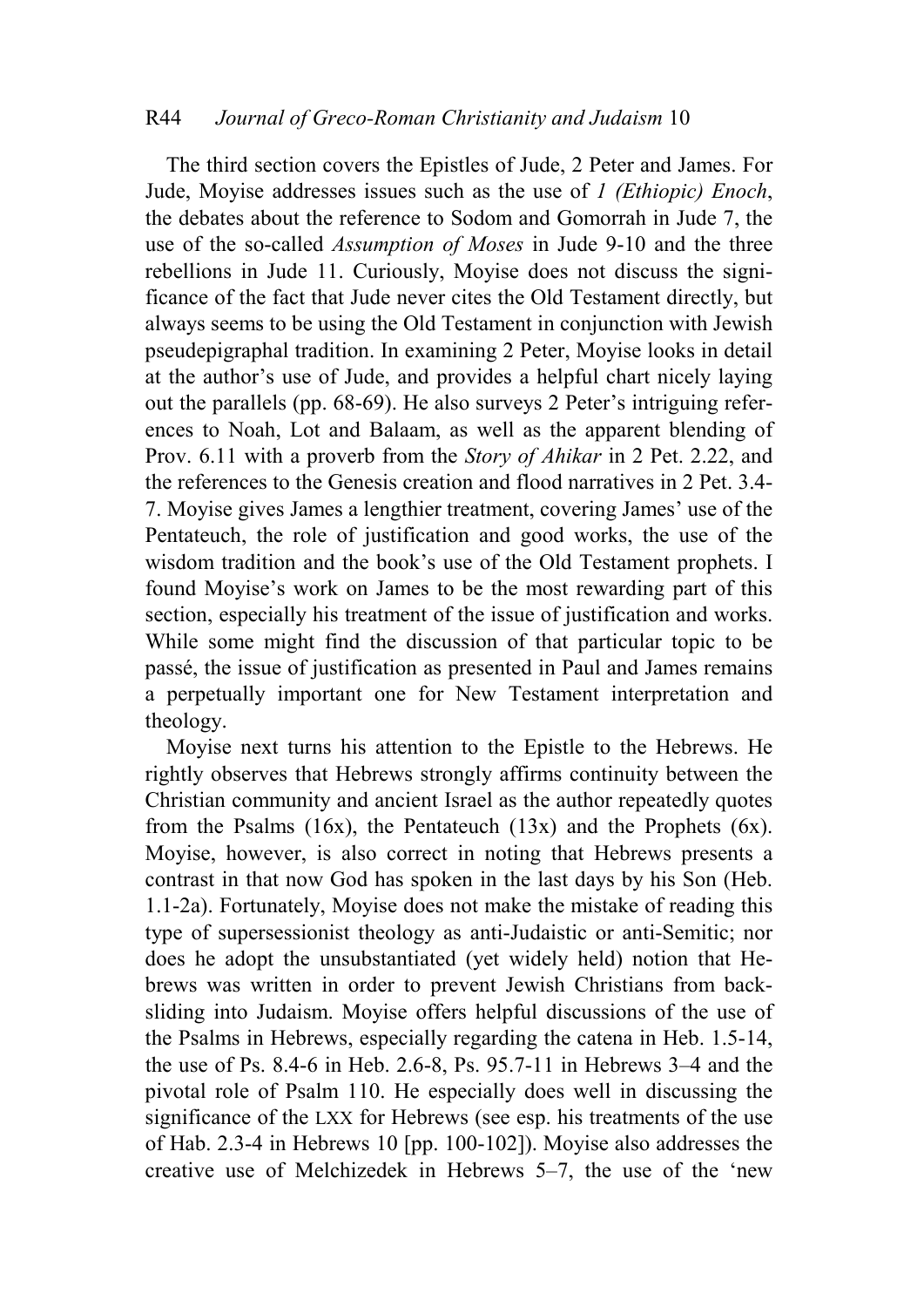The third section covers the Epistles of Jude, 2 Peter and James. For Jude, Moyise addresses issues such as the use of *1 (Ethiopic) Enoch*, the debates about the reference to Sodom and Gomorrah in Jude 7, the use of the so-called *Assumption of Moses* in Jude 9-10 and the three rebellions in Jude 11. Curiously, Moyise does not discuss the significance of the fact that Jude never cites the Old Testament directly, but always seems to be using the Old Testament in conjunction with Jewish pseudepigraphal tradition. In examining 2 Peter, Moyise looks in detail at the author's use of Jude, and provides a helpful chart nicely laying out the parallels (pp. 68-69). He also surveys 2 Peter's intriguing references to Noah, Lot and Balaam, as well as the apparent blending of Prov. 6.11 with a proverb from the *Story of Ahikar* in 2 Pet. 2.22, and the references to the Genesis creation and flood narratives in 2 Pet. 3.4-7. Moyise gives James a lengthier treatment, covering James' use of the Pentateuch, the role of justification and good works, the use of the wisdom tradition and the book's use of the Old Testament prophets. I found Moyise's work on James to be the most rewarding part of this section, especially his treatment of the issue of justification and works. While some might find the discussion of that particular topic to be passé, the issue of justification as presented in Paul and James remains a perpetually important one for New Testament interpretation and theology.

Moyise next turns his attention to the Epistle to the Hebrews. He rightly observes that Hebrews strongly affirms continuity between the Christian community and ancient Israel as the author repeatedly quotes from the Psalms (16x), the Pentateuch (13x) and the Prophets (6x). Moyise, however, is also correct in noting that Hebrews presents a contrast in that now God has spoken in the last days by his Son (Heb. 1.1-2a). Fortunately, Moyise does not make the mistake of reading this type of supersessionist theology as anti-Judaistic or anti-Semitic; nor does he adopt the unsubstantiated (yet widely held) notion that Hebrews was written in order to prevent Jewish Christians from backsliding into Judaism. Moyise offers helpful discussions of the use of the Psalms in Hebrews, especially regarding the catena in Heb. 1.5-14, the use of Ps. 8.4-6 in Heb. 2.6-8, Ps. 95.7-11 in Hebrews 3–4 and the pivotal role of Psalm 110. He especially does well in discussing the significance of the LXX for Hebrews (see esp. his treatments of the use of Hab. 2.3-4 in Hebrews 10 [pp. 100-102]). Moyise also addresses the creative use of Melchizedek in Hebrews 5–7, the use of the 'new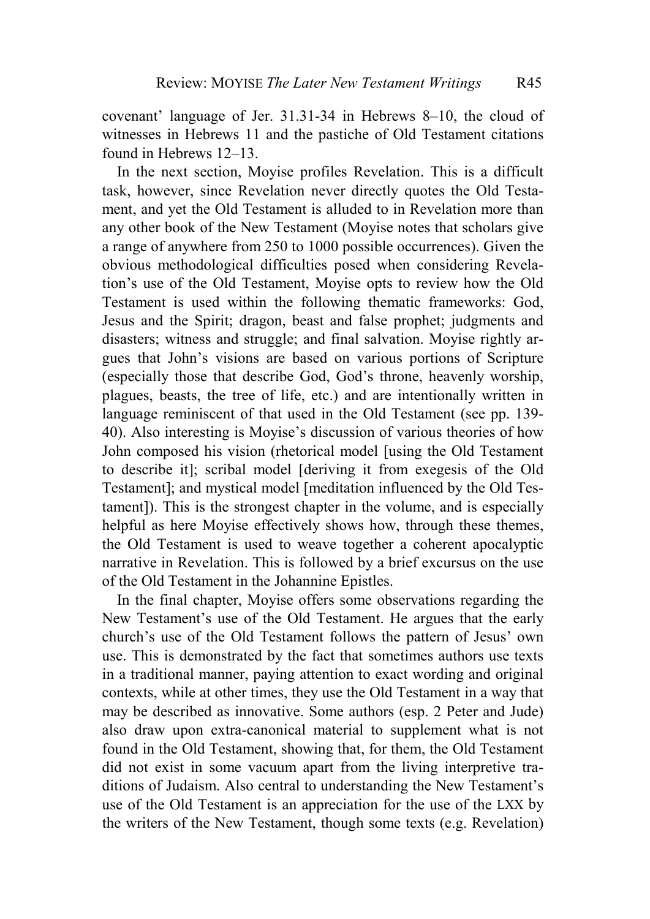covenant' language of Jer. 31.31-34 in Hebrews 8–10, the cloud of witnesses in Hebrews 11 and the pastiche of Old Testament citations found in Hebrews 12–13.

In the next section, Moyise profiles Revelation. This is a difficult task, however, since Revelation never directly quotes the Old Testament, and yet the Old Testament is alluded to in Revelation more than any other book of the New Testament (Moyise notes that scholars give a range of anywhere from 250 to 1000 possible occurrences). Given the obvious methodological difficulties posed when considering Revelation's use of the Old Testament, Moyise opts to review how the Old Testament is used within the following thematic frameworks: God, Jesus and the Spirit; dragon, beast and false prophet; judgments and disasters; witness and struggle; and final salvation. Moyise rightly argues that John's visions are based on various portions of Scripture (especially those that describe God, God's throne, heavenly worship, plagues, beasts, the tree of life, etc.) and are intentionally written in language reminiscent of that used in the Old Testament (see pp. 139-40). Also interesting is Moyise's discussion of various theories of how John composed his vision (rhetorical model [using the Old Testament to describe it]; scribal model [deriving it from exegesis of the Old Testament]; and mystical model [meditation influenced by the Old Testament]). This is the strongest chapter in the volume, and is especially helpful as here Moyise effectively shows how, through these themes, the Old Testament is used to weave together a coherent apocalyptic narrative in Revelation. This is followed by a brief excursus on the use of the Old Testament in the Johannine Epistles.

In the final chapter, Moyise offers some observations regarding the New Testament's use of the Old Testament. He argues that the early church's use of the Old Testament follows the pattern of Jesus' own use. This is demonstrated by the fact that sometimes authors use texts in a traditional manner, paying attention to exact wording and original contexts, while at other times, they use the Old Testament in a way that may be described as innovative. Some authors (esp. 2 Peter and Jude) also draw upon extra-canonical material to supplement what is not found in the Old Testament, showing that, for them, the Old Testament did not exist in some vacuum apart from the living interpretive traditions of Judaism. Also central to understanding the New Testament's use of the Old Testament is an appreciation for the use of the LXX by the writers of the New Testament, though some texts (e.g. Revelation)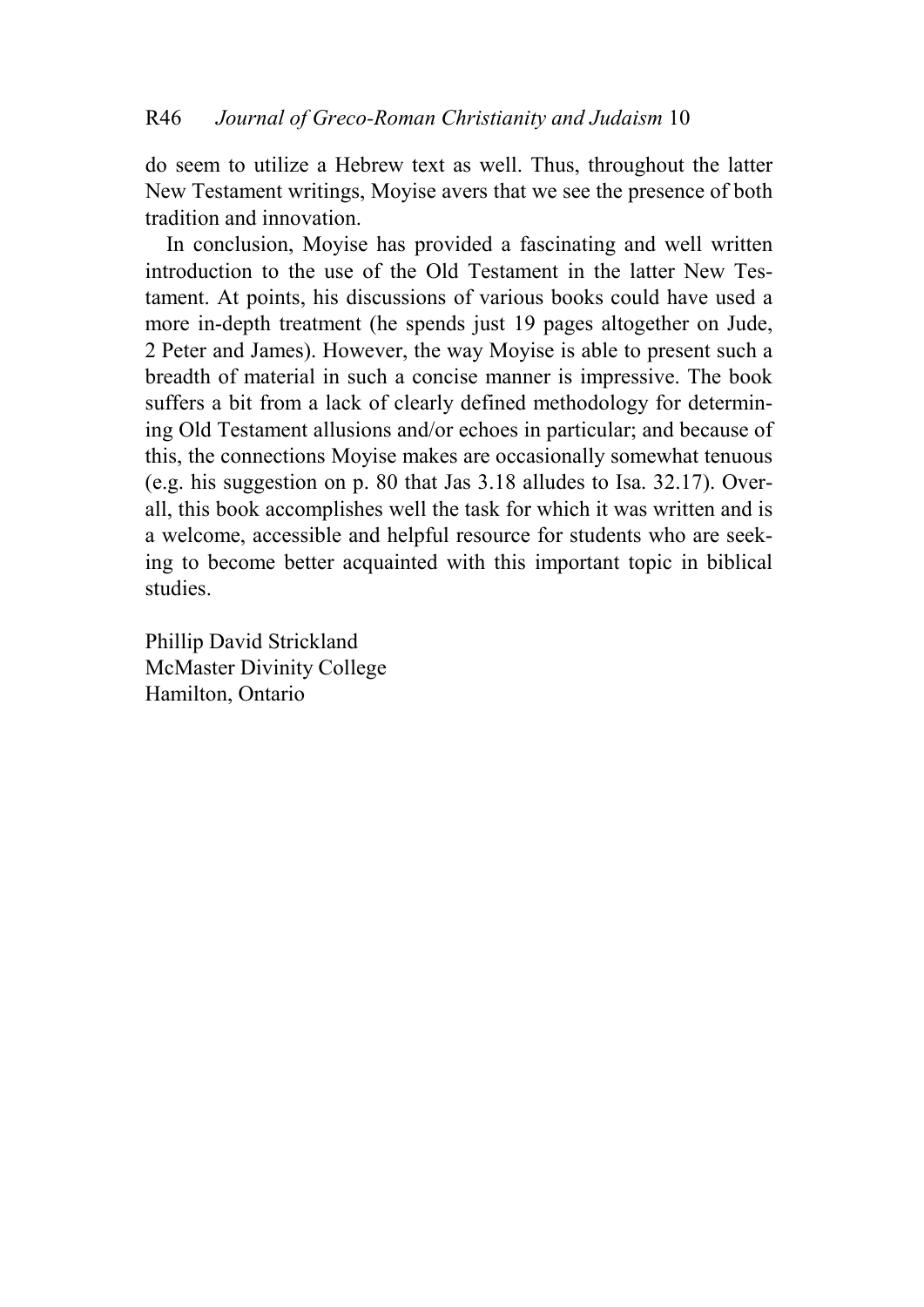do seem to utilize a Hebrew text as well. Thus, throughout the latter New Testament writings, Moyise avers that we see the presence of both tradition and innovation.

In conclusion, Moyise has provided a fascinating and well written introduction to the use of the Old Testament in the latter New Testament. At points, his discussions of various books could have used a more in-depth treatment (he spends just 19 pages altogether on Jude, 2 Peter and James). However, the way Moyise is able to present such a breadth of material in such a concise manner is impressive. The book suffers a bit from a lack of clearly defined methodology for determining Old Testament allusions and/or echoes in particular; and because of this, the connections Moyise makes are occasionally somewhat tenuous (e.g. his suggestion on p. 80 that Jas 3.18 alludes to Isa. 32.17). Overall, this book accomplishes well the task for which it was written and is a welcome, accessible and helpful resource for students who are seeking to become better acquainted with this important topic in biblical studies.

Phillip David Strickland
McMaster Divinity College
Hamilton, Ontario